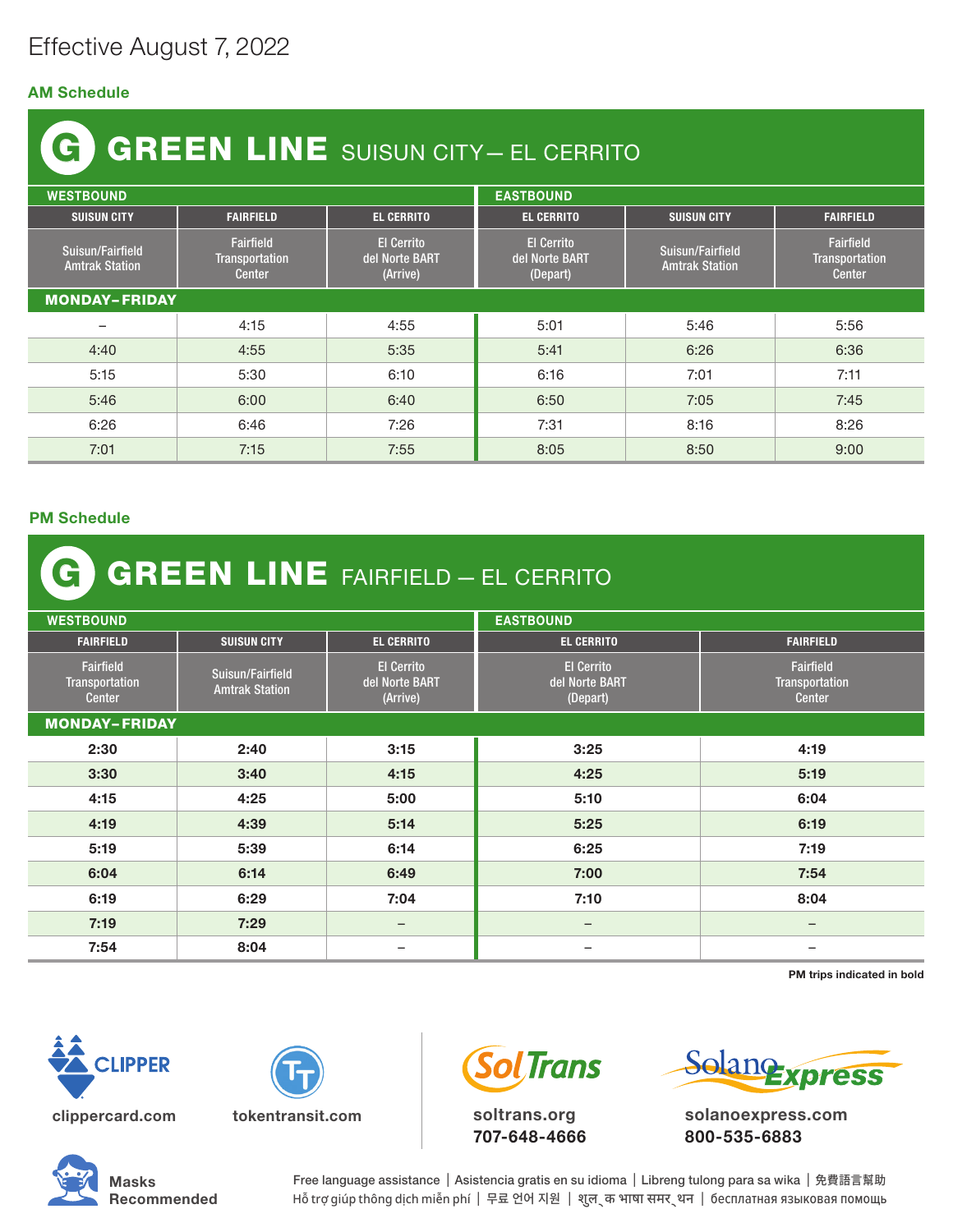Effective August 7, 2022

**AM Schedule**

## G GREEN LINE SUISUN CITY— EL CERRITO

| WESTBOUND | | | EASTBOUND | | |
|---|---|---|---|---|---|
| SUISUN CITY | FAIRFIELD | EL CERRITO | EL CERRITO | SUISUN CITY | FAIRFIELD |
| Suisun/Fairfield Amtrak Station | Fairfield Transportation Center | El Cerrito del Norte BART (Arrive) | El Cerrito del Norte BART (Depart) | Suisun/Fairfield Amtrak Station | Fairfield Transportation Center |
| **MONDAY–FRIDAY** | | | | | |
| – | 4:15 | 4:55 | 5:01 | 5:46 | 5:56 |
| 4:40 | 4:55 | 5:35 | 5:41 | 6:26 | 6:36 |
| 5:15 | 5:30 | 6:10 | 6:16 | 7:01 | 7:11 |
| 5:46 | 6:00 | 6:40 | 6:50 | 7:05 | 7:45 |
| 6:26 | 6:46 | 7:26 | 7:31 | 8:16 | 8:26 |
| 7:01 | 7:15 | 7:55 | 8:05 | 8:50 | 9:00 |

**PM Schedule**

## G GREEN LINE FAIRFIELD — EL CERRITO

| WESTBOUND | | | EASTBOUND | |
|---|---|---|---|---|
| FAIRFIELD | SUISUN CITY | EL CERRITO | EL CERRITO | FAIRFIELD |
| Fairfield Transportation Center | Suisun/Fairfield Amtrak Station | El Cerrito del Norte BART (Arrive) | El Cerrito del Norte BART (Depart) | Fairfield Transportation Center |
| **MONDAY–FRIDAY** | | | | |
| **2:30** | **2:40** | **3:15** | **3:25** | **4:19** |
| **3:30** | **3:40** | **4:15** | **4:25** | **5:19** |
| **4:15** | **4:25** | **5:00** | **5:10** | **6:04** |
| **4:19** | **4:39** | **5:14** | **5:25** | **6:19** |
| **5:19** | **5:39** | **6:14** | **6:25** | **7:19** |
| **6:04** | **6:14** | **6:49** | **7:00** | **7:54** |
| **6:19** | **6:29** | **7:04** | **7:10** | **8:04** |
| **7:19** | **7:29** | – | – | – |
| **7:54** | **8:04** | – | – | – |

**PM trips indicated in bold**

CLIPPER clippercard.com

tokentransit.com

SolTrans soltrans.org 707-648-4666

SolanoExpress solanoexpress.com 800-535-6883

Masks Recommended

Free language assistance | Asistencia gratis en su idioma | Libreng tulong para sa wika | 免費語言幫助
Hỗ trợ giúp thông dịch miễn phí | 무료 언어 지원 | शुल्क भाषा समर्थन | бесплатная языковая помощь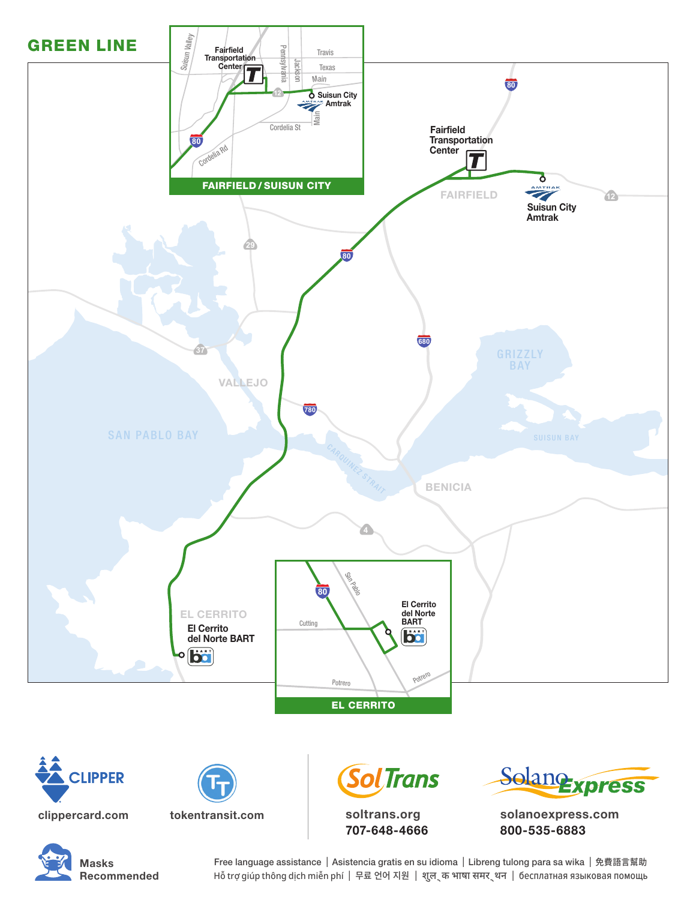# GREEN LINE

FAIRFIELD / SUISUN CITY

Fairfield Transportation Center

Suisun City Amtrak

Suisun Valley
Pennsylvania
Jackson
Travis
Texas
Main
Cordelia St
Cordelia Rd

FAIRFIELD

GRIZZLY BAY

SUISUN BAY

SAN PABLO BAY

VALLEJO

CARQUINEZ STRAIT

BENICIA

EL CERRITO

El Cerrito del Norte BART

EL CERRITO

San Pablo
Cutting
Potrero

80
12
29
37
680
780
4

clippercard.com

tokentransit.com

soltrans.org
707-648-4666

solanoexpress.com
800-535-6883

Masks Recommended

Free language assistance | Asistencia gratis en su idioma | Libreng tulong para sa wika | 免費語言幫助 | Hỗ trợ giúp thông dịch miễn phí | 무료 언어 지원 | शुल्क भाषा समर्थन | бесплатная языковая помощь